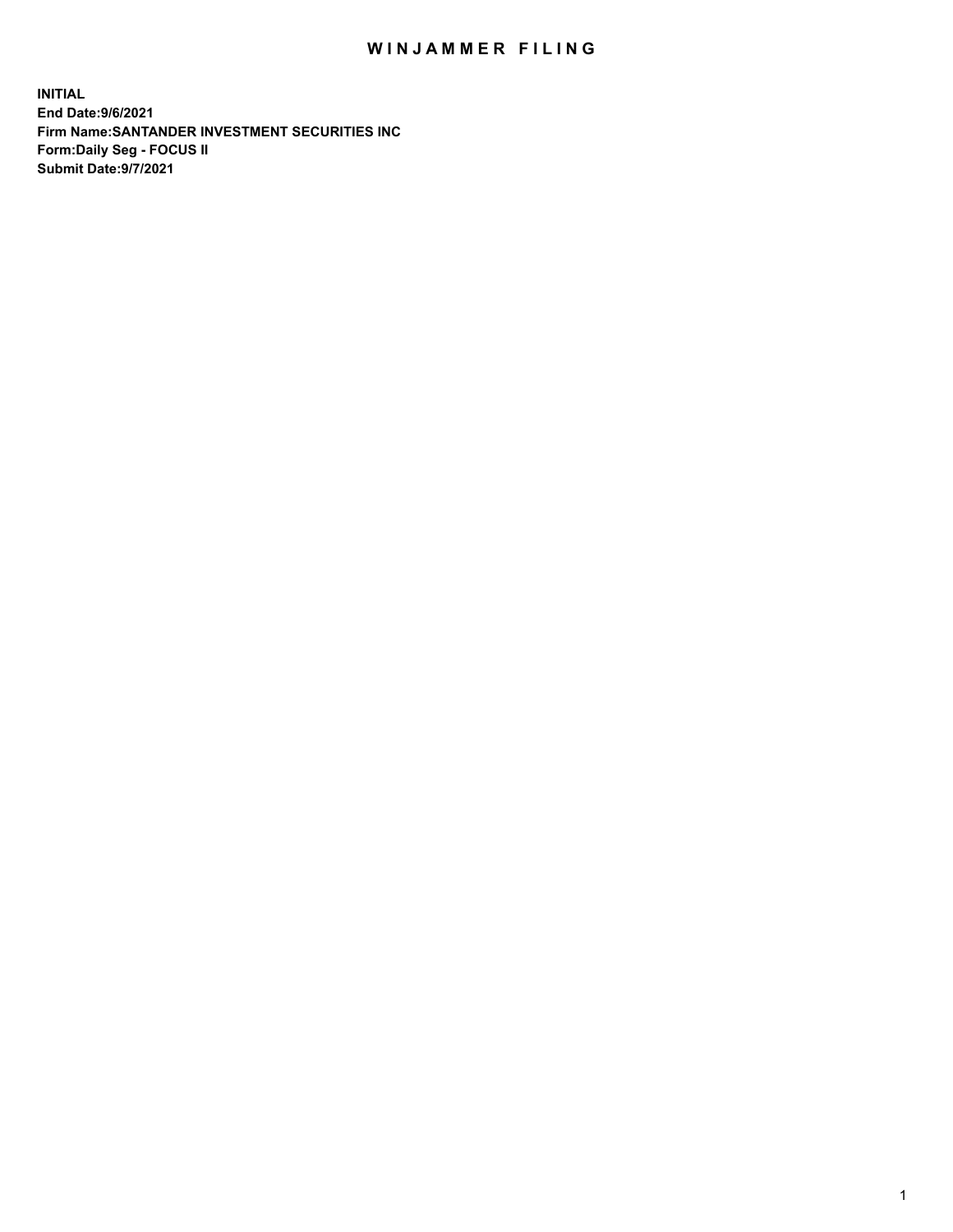# WINJAMMER FILING

**INITIAL**
**End Date:9/6/2021**
**Firm Name:SANTANDER INVESTMENT SECURITIES INC**
**Form:Daily Seg - FOCUS II**
**Submit Date:9/7/2021**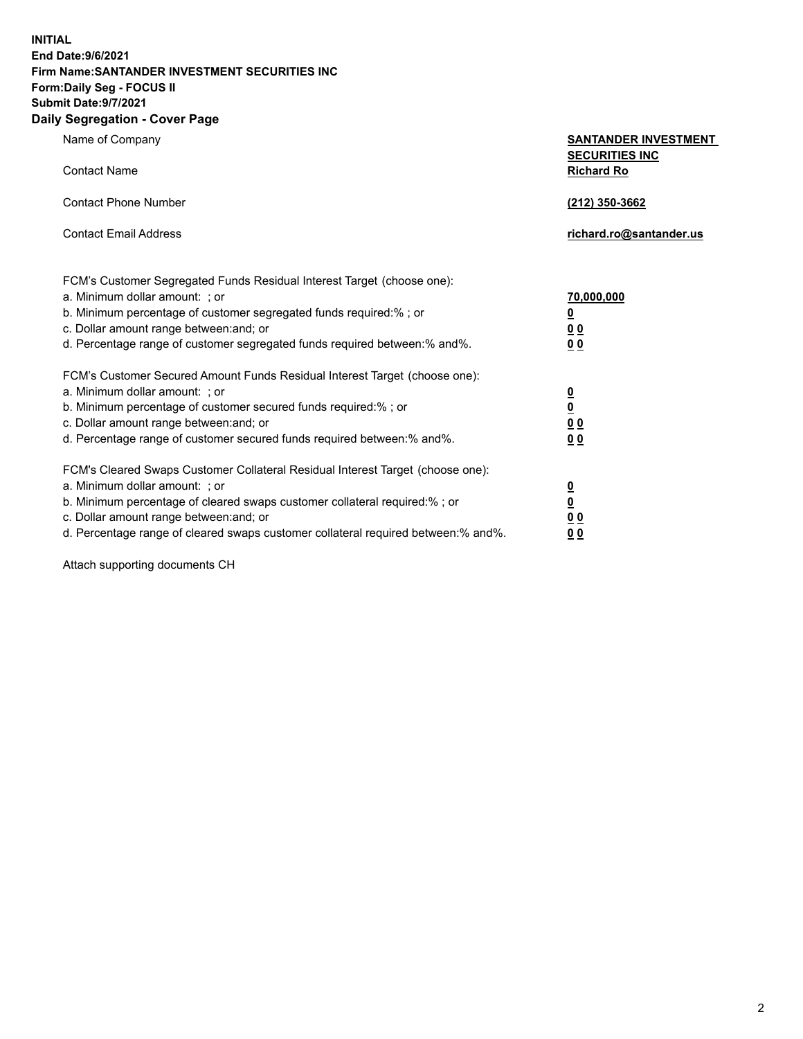**INITIAL**
**End Date:9/6/2021**
**Firm Name:SANTANDER INVESTMENT SECURITIES INC**
**Form:Daily Seg - FOCUS II**
**Submit Date:9/7/2021**

## Daily Segregation - Cover Page

| | |
|---|---|
| Name of Company | **SANTANDER INVESTMENT SECURITIES INC** |
| Contact Name | **Richard Ro** |
| Contact Phone Number | **(212) 350-3662** |
| Contact Email Address | **richard.ro@santander.us** |

FCM's Customer Segregated Funds Residual Interest Target (choose one):

| | |
|---|---|
| a. Minimum dollar amount: ; or | **70,000,000** |
| b. Minimum percentage of customer segregated funds required:% ; or | **0** |
| c. Dollar amount range between:and; or | **0 0** |
| d. Percentage range of customer segregated funds required between:% and%. | **0 0** |

FCM's Customer Secured Amount Funds Residual Interest Target (choose one):

| | |
|---|---|
| a. Minimum dollar amount: ; or | **0** |
| b. Minimum percentage of customer secured funds required:% ; or | **0** |
| c. Dollar amount range between:and; or | **0 0** |
| d. Percentage range of customer secured funds required between:% and%. | **0 0** |

FCM's Cleared Swaps Customer Collateral Residual Interest Target (choose one):

| | |
|---|---|
| a. Minimum dollar amount: ; or | **0** |
| b. Minimum percentage of cleared swaps customer collateral required:% ; or | **0** |
| c. Dollar amount range between:and; or | **0 0** |
| d. Percentage range of cleared swaps customer collateral required between:% and%. | **0 0** |

Attach supporting documents CH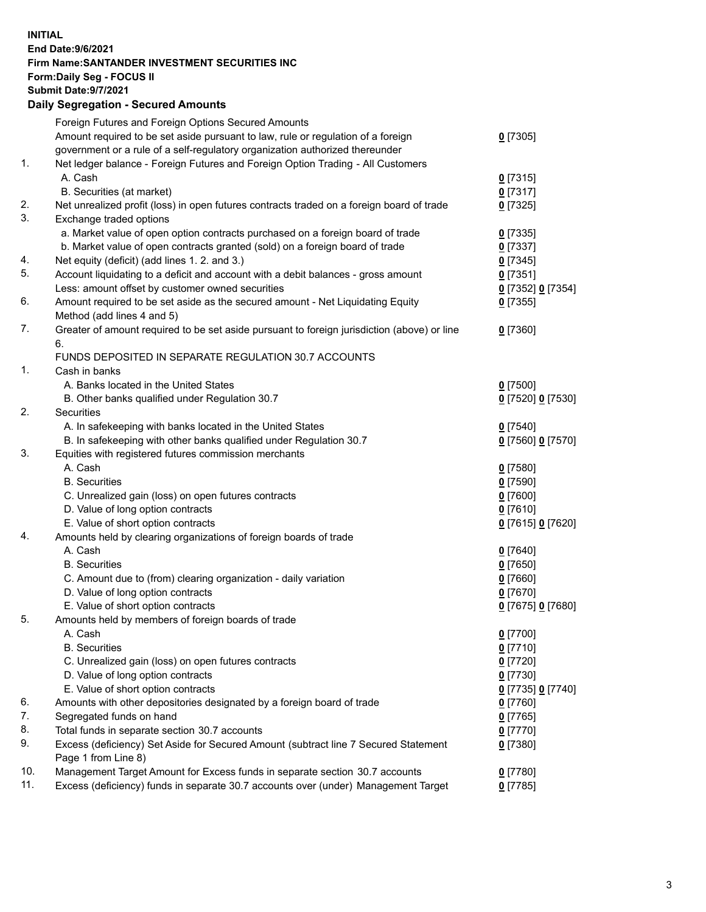**INITIAL**
**End Date:9/6/2021**
**Firm Name:SANTANDER INVESTMENT SECURITIES INC**
**Form:Daily Seg - FOCUS II**
**Submit Date:9/7/2021**

## Daily Segregation - Secured Amounts

| | | |
|---|---|---|
| | Foreign Futures and Foreign Options Secured Amounts | |
| | Amount required to be set aside pursuant to law, rule or regulation of a foreign government or a rule of a self-regulatory organization authorized thereunder | **0** [7305] |
| 1. | Net ledger balance - Foreign Futures and Foreign Option Trading - All Customers | |
| | A. Cash | **0** [7315] |
| | B. Securities (at market) | **0** [7317] |
| 2. | Net unrealized profit (loss) in open futures contracts traded on a foreign board of trade | **0** [7325] |
| 3. | Exchange traded options | |
| | a. Market value of open option contracts purchased on a foreign board of trade | **0** [7335] |
| | b. Market value of open contracts granted (sold) on a foreign board of trade | **0** [7337] |
| 4. | Net equity (deficit) (add lines 1. 2. and 3.) | **0** [7345] |
| 5. | Account liquidating to a deficit and account with a debit balances - gross amount | **0** [7351] |
| | Less: amount offset by customer owned securities | **0** [7352] **0** [7354] |
| 6. | Amount required to be set aside as the secured amount - Net Liquidating Equity Method (add lines 4 and 5) | **0** [7355] |
| 7. | Greater of amount required to be set aside pursuant to foreign jurisdiction (above) or line 6. | **0** [7360] |
| | FUNDS DEPOSITED IN SEPARATE REGULATION 30.7 ACCOUNTS | |
| 1. | Cash in banks | |
| | A. Banks located in the United States | **0** [7500] |
| | B. Other banks qualified under Regulation 30.7 | **0** [7520] **0** [7530] |
| 2. | Securities | |
| | A. In safekeeping with banks located in the United States | **0** [7540] |
| | B. In safekeeping with other banks qualified under Regulation 30.7 | **0** [7560] **0** [7570] |
| 3. | Equities with registered futures commission merchants | |
| | A. Cash | **0** [7580] |
| | B. Securities | **0** [7590] |
| | C. Unrealized gain (loss) on open futures contracts | **0** [7600] |
| | D. Value of long option contracts | **0** [7610] |
| | E. Value of short option contracts | **0** [7615] **0** [7620] |
| 4. | Amounts held by clearing organizations of foreign boards of trade | |
| | A. Cash | **0** [7640] |
| | B. Securities | **0** [7650] |
| | C. Amount due to (from) clearing organization - daily variation | **0** [7660] |
| | D. Value of long option contracts | **0** [7670] |
| | E. Value of short option contracts | **0** [7675] **0** [7680] |
| 5. | Amounts held by members of foreign boards of trade | |
| | A. Cash | **0** [7700] |
| | B. Securities | **0** [7710] |
| | C. Unrealized gain (loss) on open futures contracts | **0** [7720] |
| | D. Value of long option contracts | **0** [7730] |
| | E. Value of short option contracts | **0** [7735] **0** [7740] |
| 6. | Amounts with other depositories designated by a foreign board of trade | **0** [7760] |
| 7. | Segregated funds on hand | **0** [7765] |
| 8. | Total funds in separate section 30.7 accounts | **0** [7770] |
| 9. | Excess (deficiency) Set Aside for Secured Amount (subtract line 7 Secured Statement Page 1 from Line 8) | **0** [7380] |
| 10. | Management Target Amount for Excess funds in separate section 30.7 accounts | **0** [7780] |
| 11. | Excess (deficiency) funds in separate 30.7 accounts over (under) Management Target | **0** [7785] |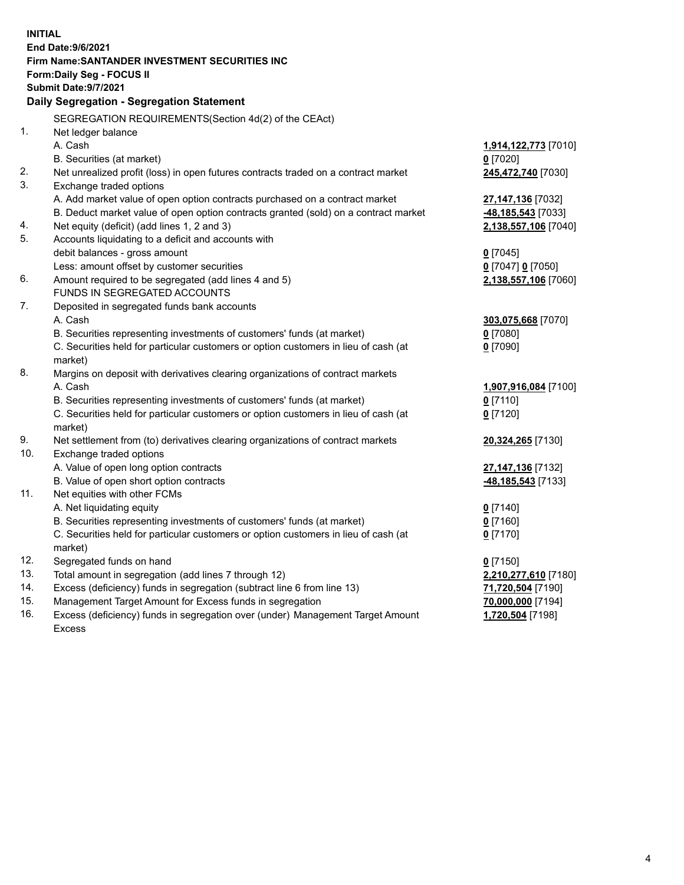**INITIAL**
**End Date:9/6/2021**
**Firm Name:SANTANDER INVESTMENT SECURITIES INC**
**Form:Daily Seg - FOCUS II**
**Submit Date:9/7/2021**

## Daily Segregation - Segregation Statement

| | | |
|---|---|---|
| | SEGREGATION REQUIREMENTS(Section 4d(2) of the CEAct) | |
| 1. | Net ledger balance | |
| | A. Cash | **1,914,122,773** [7010] |
| | B. Securities (at market) | **0** [7020] |
| 2. | Net unrealized profit (loss) in open futures contracts traded on a contract market | **245,472,740** [7030] |
| 3. | Exchange traded options | |
| | A. Add market value of open option contracts purchased on a contract market | **27,147,136** [7032] |
| | B. Deduct market value of open option contracts granted (sold) on a contract market | **-48,185,543** [7033] |
| 4. | Net equity (deficit) (add lines 1, 2 and 3) | **2,138,557,106** [7040] |
| 5. | Accounts liquidating to a deficit and accounts with debit balances - gross amount | **0** [7045] |
| | Less: amount offset by customer securities | **0** [7047] **0** [7050] |
| 6. | Amount required to be segregated (add lines 4 and 5) | **2,138,557,106** [7060] |
| | FUNDS IN SEGREGATED ACCOUNTS | |
| 7. | Deposited in segregated funds bank accounts | |
| | A. Cash | **303,075,668** [7070] |
| | B. Securities representing investments of customers' funds (at market) | **0** [7080] |
| | C. Securities held for particular customers or option customers in lieu of cash (at market) | **0** [7090] |
| 8. | Margins on deposit with derivatives clearing organizations of contract markets | |
| | A. Cash | **1,907,916,084** [7100] |
| | B. Securities representing investments of customers' funds (at market) | **0** [7110] |
| | C. Securities held for particular customers or option customers in lieu of cash (at market) | **0** [7120] |
| 9. | Net settlement from (to) derivatives clearing organizations of contract markets | **20,324,265** [7130] |
| 10. | Exchange traded options | |
| | A. Value of open long option contracts | **27,147,136** [7132] |
| | B. Value of open short option contracts | **-48,185,543** [7133] |
| 11. | Net equities with other FCMs | |
| | A. Net liquidating equity | **0** [7140] |
| | B. Securities representing investments of customers' funds (at market) | **0** [7160] |
| | C. Securities held for particular customers or option customers in lieu of cash (at market) | **0** [7170] |
| 12. | Segregated funds on hand | **0** [7150] |
| 13. | Total amount in segregation (add lines 7 through 12) | **2,210,277,610** [7180] |
| 14. | Excess (deficiency) funds in segregation (subtract line 6 from line 13) | **71,720,504** [7190] |
| 15. | Management Target Amount for Excess funds in segregation | **70,000,000** [7194] |
| 16. | Excess (deficiency) funds in segregation over (under) Management Target Amount Excess | **1,720,504** [7198] |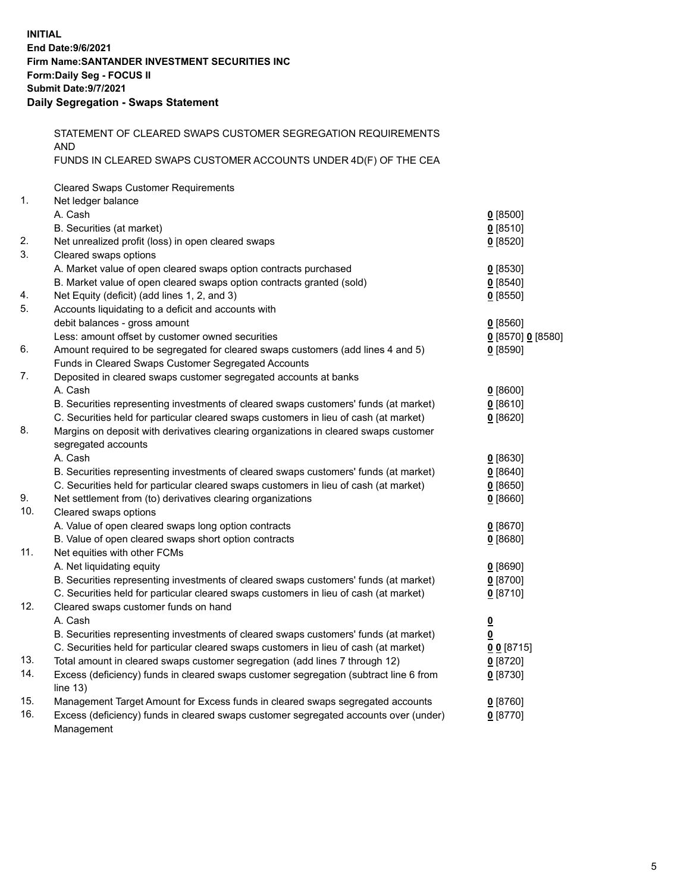**INITIAL**
**End Date:9/6/2021**
**Firm Name:SANTANDER INVESTMENT SECURITIES INC**
**Form:Daily Seg - FOCUS II**
**Submit Date:9/7/2021**
**Daily Segregation - Swaps Statement**

STATEMENT OF CLEARED SWAPS CUSTOMER SEGREGATION REQUIREMENTS AND FUNDS IN CLEARED SWAPS CUSTOMER ACCOUNTS UNDER 4D(F) OF THE CEA

| | | |
|---|---|---|
| | Cleared Swaps Customer Requirements | |
| 1. | Net ledger balance | |
| | A. Cash | 0 [8500] |
| | B. Securities (at market) | 0 [8510] |
| 2. | Net unrealized profit (loss) in open cleared swaps | 0 [8520] |
| 3. | Cleared swaps options | |
| | A. Market value of open cleared swaps option contracts purchased | 0 [8530] |
| | B. Market value of open cleared swaps option contracts granted (sold) | 0 [8540] |
| 4. | Net Equity (deficit) (add lines 1, 2, and 3) | 0 [8550] |
| 5. | Accounts liquidating to a deficit and accounts with debit balances - gross amount | 0 [8560] |
| | Less: amount offset by customer owned securities | 0 [8570] 0 [8580] |
| 6. | Amount required to be segregated for cleared swaps customers (add lines 4 and 5) | 0 [8590] |
| | Funds in Cleared Swaps Customer Segregated Accounts | |
| 7. | Deposited in cleared swaps customer segregated accounts at banks | |
| | A. Cash | 0 [8600] |
| | B. Securities representing investments of cleared swaps customers' funds (at market) | 0 [8610] |
| | C. Securities held for particular cleared swaps customers in lieu of cash (at market) | 0 [8620] |
| 8. | Margins on deposit with derivatives clearing organizations in cleared swaps customer segregated accounts | |
| | A. Cash | 0 [8630] |
| | B. Securities representing investments of cleared swaps customers' funds (at market) | 0 [8640] |
| | C. Securities held for particular cleared swaps customers in lieu of cash (at market) | 0 [8650] |
| 9. | Net settlement from (to) derivatives clearing organizations | 0 [8660] |
| 10. | Cleared swaps options | |
| | A. Value of open cleared swaps long option contracts | 0 [8670] |
| | B. Value of open cleared swaps short option contracts | 0 [8680] |
| 11. | Net equities with other FCMs | |
| | A. Net liquidating equity | 0 [8690] |
| | B. Securities representing investments of cleared swaps customers' funds (at market) | 0 [8700] |
| | C. Securities held for particular cleared swaps customers in lieu of cash (at market) | 0 [8710] |
| 12. | Cleared swaps customer funds on hand | |
| | A. Cash | 0 |
| | B. Securities representing investments of cleared swaps customers' funds (at market) | 0 |
| | C. Securities held for particular cleared swaps customers in lieu of cash (at market) | 0 0 [8715] |
| 13. | Total amount in cleared swaps customer segregation (add lines 7 through 12) | 0 [8720] |
| 14. | Excess (deficiency) funds in cleared swaps customer segregation (subtract line 6 from line 13) | 0 [8730] |
| 15. | Management Target Amount for Excess funds in cleared swaps segregated accounts | 0 [8760] |
| 16. | Excess (deficiency) funds in cleared swaps customer segregated accounts over (under) Management | 0 [8770] |